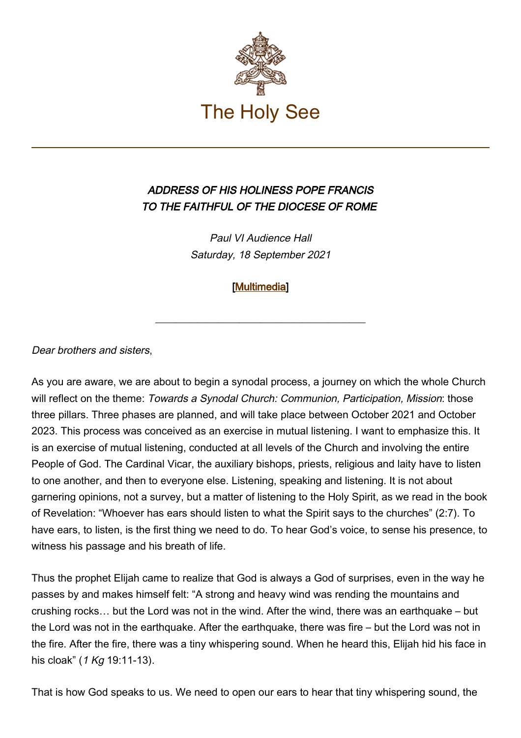The Holy See

*ADDRESS OF HIS HOLINESS POPE FRANCIS*
*TO THE FAITHFUL OF THE DIOCESE OF ROME*

*Paul VI Audience Hall*
*Saturday, 18 September 2021*

[Multimedia]

---

*Dear brothers and sisters*,

As you are aware, we are about to begin a synodal process, a journey on which the whole Church will reflect on the theme: *Towards a Synodal Church: Communion, Participation, Mission*: those three pillars. Three phases are planned, and will take place between October 2021 and October 2023. This process was conceived as an exercise in mutual listening. I want to emphasize this. It is an exercise of mutual listening, conducted at all levels of the Church and involving the entire People of God. The Cardinal Vicar, the auxiliary bishops, priests, religious and laity have to listen to one another, and then to everyone else. Listening, speaking and listening. It is not about garnering opinions, not a survey, but a matter of listening to the Holy Spirit, as we read in the book of Revelation: "Whoever has ears should listen to what the Spirit says to the churches" (2:7). To have ears, to listen, is the first thing we need to do. To hear God's voice, to sense his presence, to witness his passage and his breath of life.

Thus the prophet Elijah came to realize that God is always a God of surprises, even in the way he passes by and makes himself felt: "A strong and heavy wind was rending the mountains and crushing rocks… but the Lord was not in the wind. After the wind, there was an earthquake – but the Lord was not in the earthquake. After the earthquake, there was fire – but the Lord was not in the fire. After the fire, there was a tiny whispering sound. When he heard this, Elijah hid his face in his cloak" (*1 Kg* 19:11-13).

That is how God speaks to us. We need to open our ears to hear that tiny whispering sound, the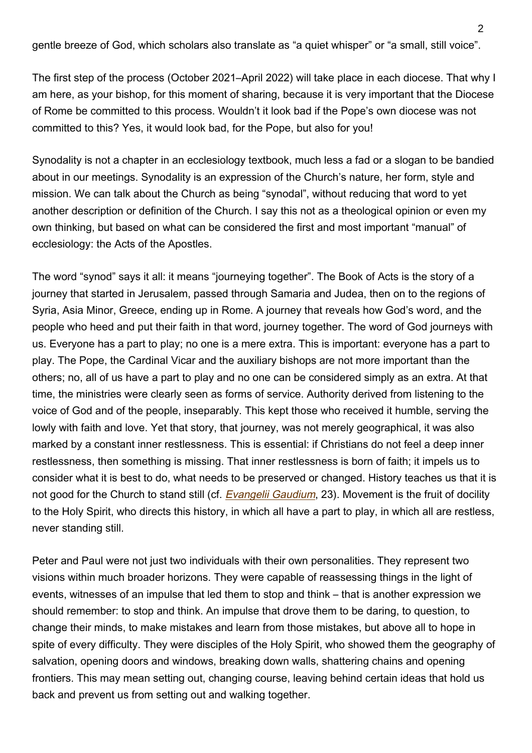gentle breeze of God, which scholars also translate as "a quiet whisper" or "a small, still voice".

The first step of the process (October 2021–April 2022) will take place in each diocese. That why I am here, as your bishop, for this moment of sharing, because it is very important that the Diocese of Rome be committed to this process. Wouldn't it look bad if the Pope's own diocese was not committed to this? Yes, it would look bad, for the Pope, but also for you!

Synodality is not a chapter in an ecclesiology textbook, much less a fad or a slogan to be bandied about in our meetings. Synodality is an expression of the Church's nature, her form, style and mission. We can talk about the Church as being "synodal", without reducing that word to yet another description or definition of the Church. I say this not as a theological opinion or even my own thinking, but based on what can be considered the first and most important "manual" of ecclesiology: the Acts of the Apostles.

The word "synod" says it all: it means "journeying together". The Book of Acts is the story of a journey that started in Jerusalem, passed through Samaria and Judea, then on to the regions of Syria, Asia Minor, Greece, ending up in Rome. A journey that reveals how God's word, and the people who heed and put their faith in that word, journey together. The word of God journeys with us. Everyone has a part to play; no one is a mere extra. This is important: everyone has a part to play. The Pope, the Cardinal Vicar and the auxiliary bishops are not more important than the others; no, all of us have a part to play and no one can be considered simply as an extra. At that time, the ministries were clearly seen as forms of service. Authority derived from listening to the voice of God and of the people, inseparably. This kept those who received it humble, serving the lowly with faith and love. Yet that story, that journey, was not merely geographical, it was also marked by a constant inner restlessness. This is essential: if Christians do not feel a deep inner restlessness, then something is missing. That inner restlessness is born of faith; it impels us to consider what it is best to do, what needs to be preserved or changed. History teaches us that it is not good for the Church to stand still (cf. *Evangelii Gaudium*, 23). Movement is the fruit of docility to the Holy Spirit, who directs this history, in which all have a part to play, in which all are restless, never standing still.

Peter and Paul were not just two individuals with their own personalities. They represent two visions within much broader horizons. They were capable of reassessing things in the light of events, witnesses of an impulse that led them to stop and think – that is another expression we should remember: to stop and think. An impulse that drove them to be daring, to question, to change their minds, to make mistakes and learn from those mistakes, but above all to hope in spite of every difficulty. They were disciples of the Holy Spirit, who showed them the geography of salvation, opening doors and windows, breaking down walls, shattering chains and opening frontiers. This may mean setting out, changing course, leaving behind certain ideas that hold us back and prevent us from setting out and walking together.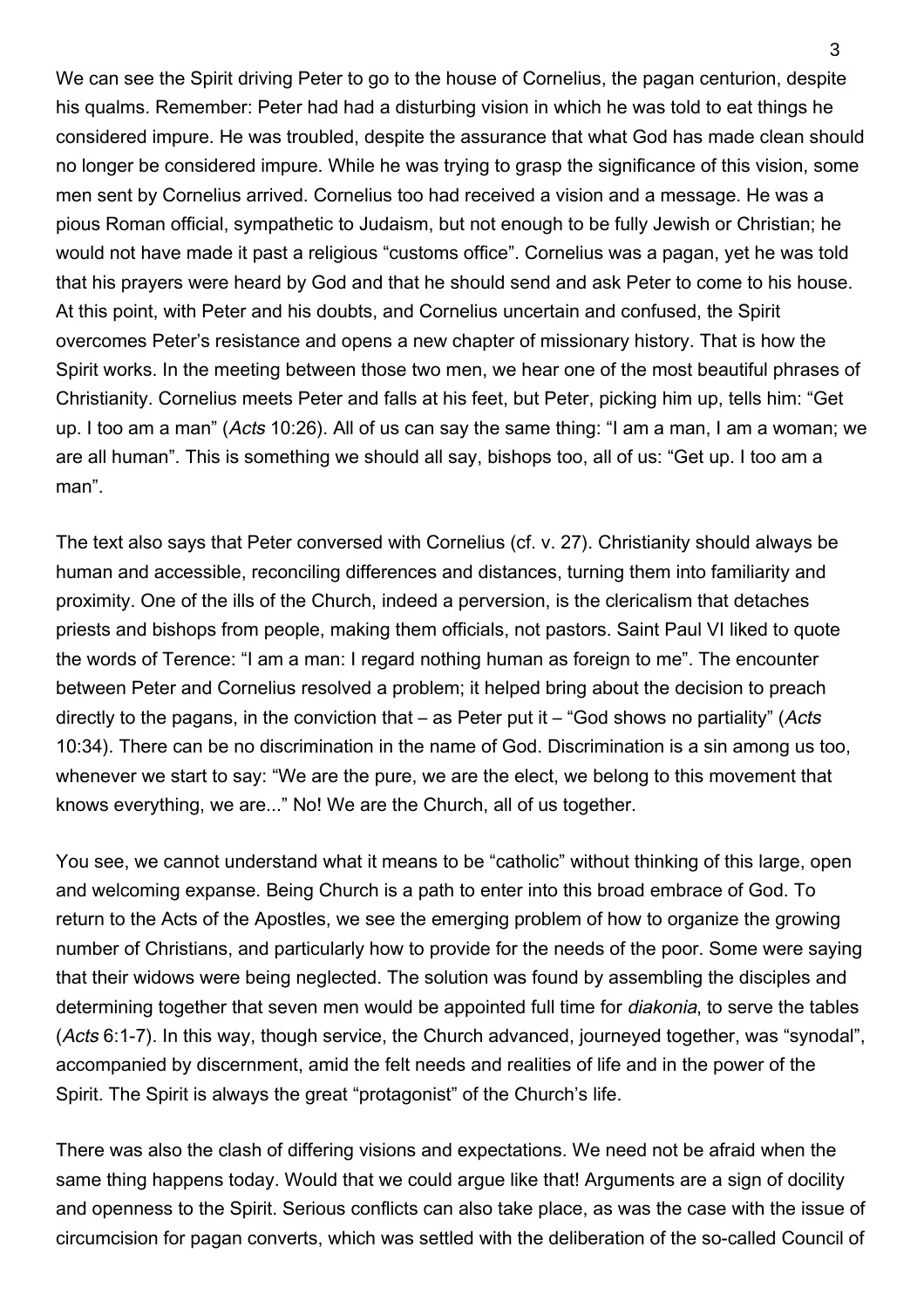We can see the Spirit driving Peter to go to the house of Cornelius, the pagan centurion, despite his qualms. Remember: Peter had had a disturbing vision in which he was told to eat things he considered impure. He was troubled, despite the assurance that what God has made clean should no longer be considered impure. While he was trying to grasp the significance of this vision, some men sent by Cornelius arrived. Cornelius too had received a vision and a message. He was a pious Roman official, sympathetic to Judaism, but not enough to be fully Jewish or Christian; he would not have made it past a religious "customs office". Cornelius was a pagan, yet he was told that his prayers were heard by God and that he should send and ask Peter to come to his house. At this point, with Peter and his doubts, and Cornelius uncertain and confused, the Spirit overcomes Peter's resistance and opens a new chapter of missionary history. That is how the Spirit works. In the meeting between those two men, we hear one of the most beautiful phrases of Christianity. Cornelius meets Peter and falls at his feet, but Peter, picking him up, tells him: "Get up. I too am a man" (*Acts* 10:26). All of us can say the same thing: "I am a man, I am a woman; we are all human". This is something we should all say, bishops too, all of us: "Get up. I too am a man".

The text also says that Peter conversed with Cornelius (cf. v. 27). Christianity should always be human and accessible, reconciling differences and distances, turning them into familiarity and proximity. One of the ills of the Church, indeed a perversion, is the clericalism that detaches priests and bishops from people, making them officials, not pastors. Saint Paul VI liked to quote the words of Terence: "I am a man: I regard nothing human as foreign to me". The encounter between Peter and Cornelius resolved a problem; it helped bring about the decision to preach directly to the pagans, in the conviction that – as Peter put it – "God shows no partiality" (*Acts* 10:34). There can be no discrimination in the name of God. Discrimination is a sin among us too, whenever we start to say: "We are the pure, we are the elect, we belong to this movement that knows everything, we are..." No! We are the Church, all of us together.

You see, we cannot understand what it means to be "catholic" without thinking of this large, open and welcoming expanse. Being Church is a path to enter into this broad embrace of God. To return to the Acts of the Apostles, we see the emerging problem of how to organize the growing number of Christians, and particularly how to provide for the needs of the poor. Some were saying that their widows were being neglected. The solution was found by assembling the disciples and determining together that seven men would be appointed full time for *diakonia*, to serve the tables (*Acts* 6:1-7). In this way, though service, the Church advanced, journeyed together, was "synodal", accompanied by discernment, amid the felt needs and realities of life and in the power of the Spirit. The Spirit is always the great "protagonist" of the Church's life.

There was also the clash of differing visions and expectations. We need not be afraid when the same thing happens today. Would that we could argue like that! Arguments are a sign of docility and openness to the Spirit. Serious conflicts can also take place, as was the case with the issue of circumcision for pagan converts, which was settled with the deliberation of the so-called Council of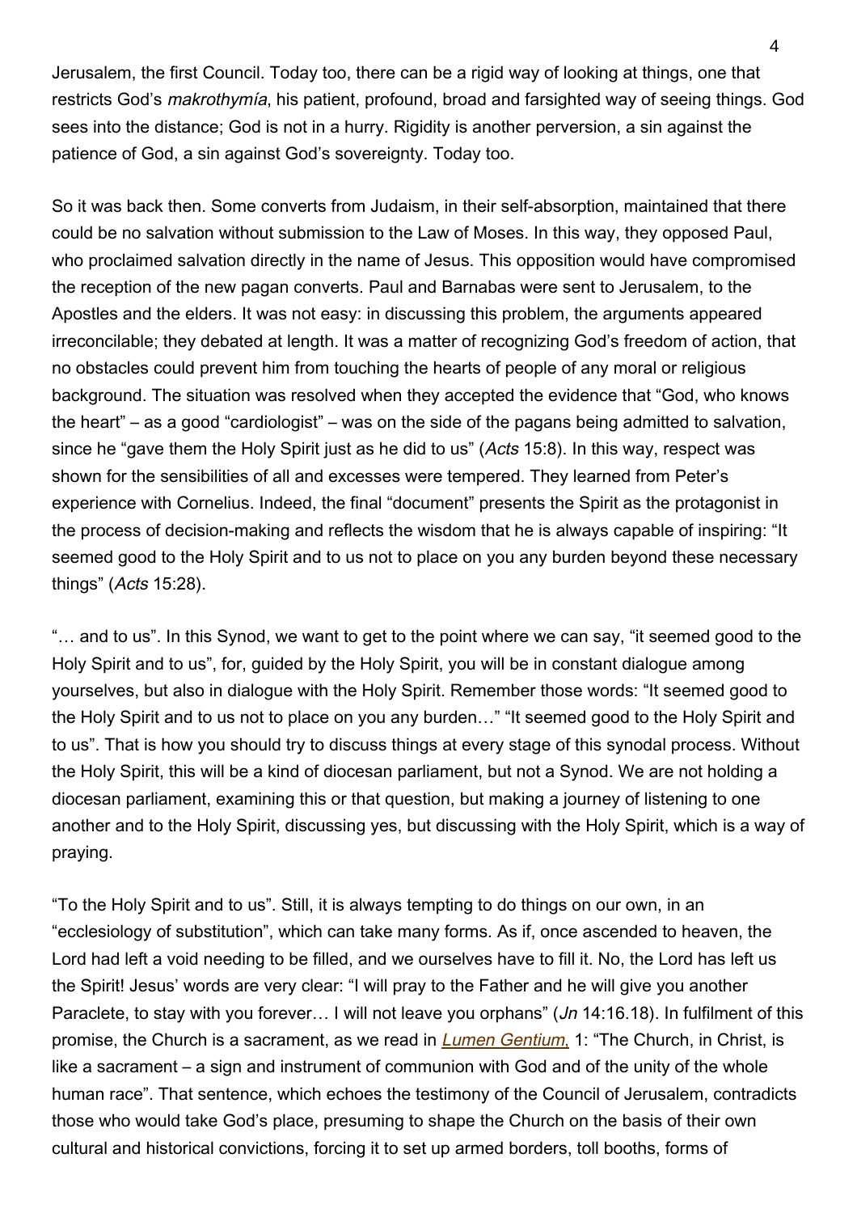Jerusalem, the first Council. Today too, there can be a rigid way of looking at things, one that restricts God's *makrothymía*, his patient, profound, broad and farsighted way of seeing things. God sees into the distance; God is not in a hurry. Rigidity is another perversion, a sin against the patience of God, a sin against God's sovereignty. Today too.

So it was back then. Some converts from Judaism, in their self-absorption, maintained that there could be no salvation without submission to the Law of Moses. In this way, they opposed Paul, who proclaimed salvation directly in the name of Jesus. This opposition would have compromised the reception of the new pagan converts. Paul and Barnabas were sent to Jerusalem, to the Apostles and the elders. It was not easy: in discussing this problem, the arguments appeared irreconcilable; they debated at length. It was a matter of recognizing God's freedom of action, that no obstacles could prevent him from touching the hearts of people of any moral or religious background. The situation was resolved when they accepted the evidence that "God, who knows the heart" – as a good "cardiologist" – was on the side of the pagans being admitted to salvation, since he "gave them the Holy Spirit just as he did to us" (*Acts* 15:8). In this way, respect was shown for the sensibilities of all and excesses were tempered. They learned from Peter's experience with Cornelius. Indeed, the final "document" presents the Spirit as the protagonist in the process of decision-making and reflects the wisdom that he is always capable of inspiring: "It seemed good to the Holy Spirit and to us not to place on you any burden beyond these necessary things" (*Acts* 15:28).

"… and to us". In this Synod, we want to get to the point where we can say, "it seemed good to the Holy Spirit and to us", for, guided by the Holy Spirit, you will be in constant dialogue among yourselves, but also in dialogue with the Holy Spirit. Remember those words: "It seemed good to the Holy Spirit and to us not to place on you any burden…" "It seemed good to the Holy Spirit and to us". That is how you should try to discuss things at every stage of this synodal process. Without the Holy Spirit, this will be a kind of diocesan parliament, but not a Synod. We are not holding a diocesan parliament, examining this or that question, but making a journey of listening to one another and to the Holy Spirit, discussing yes, but discussing with the Holy Spirit, which is a way of praying.

"To the Holy Spirit and to us". Still, it is always tempting to do things on our own, in an "ecclesiology of substitution", which can take many forms. As if, once ascended to heaven, the Lord had left a void needing to be filled, and we ourselves have to fill it. No, the Lord has left us the Spirit! Jesus' words are very clear: "I will pray to the Father and he will give you another Paraclete, to stay with you forever… I will not leave you orphans" (*Jn* 14:16.18). In fulfilment of this promise, the Church is a sacrament, as we read in *Lumen Gentium*, 1: "The Church, in Christ, is like a sacrament – a sign and instrument of communion with God and of the unity of the whole human race". That sentence, which echoes the testimony of the Council of Jerusalem, contradicts those who would take God's place, presuming to shape the Church on the basis of their own cultural and historical convictions, forcing it to set up armed borders, toll booths, forms of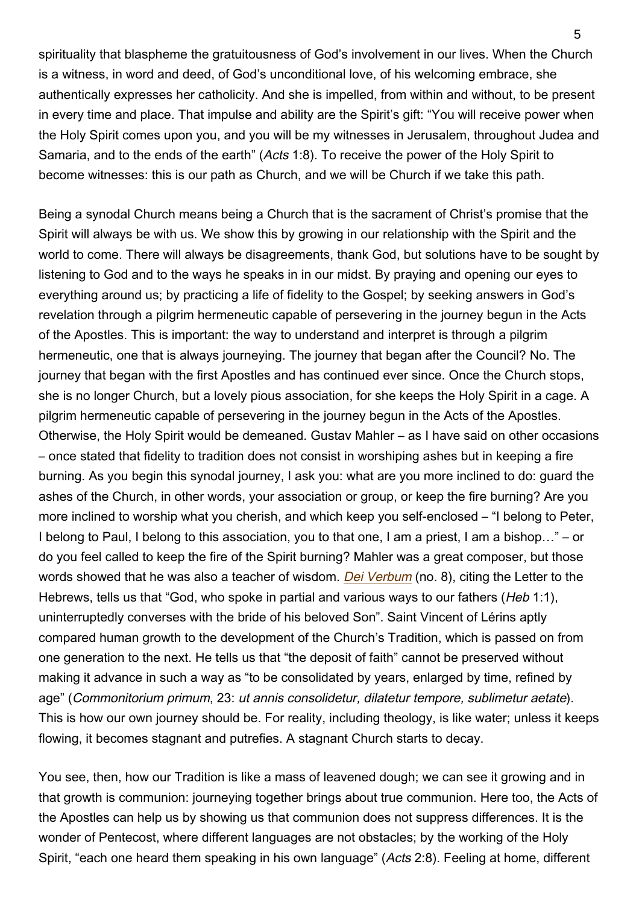spirituality that blaspheme the gratuitousness of God's involvement in our lives. When the Church is a witness, in word and deed, of God's unconditional love, of his welcoming embrace, she authentically expresses her catholicity. And she is impelled, from within and without, to be present in every time and place. That impulse and ability are the Spirit's gift: "You will receive power when the Holy Spirit comes upon you, and you will be my witnesses in Jerusalem, throughout Judea and Samaria, and to the ends of the earth" (*Acts* 1:8). To receive the power of the Holy Spirit to become witnesses: this is our path as Church, and we will be Church if we take this path.

Being a synodal Church means being a Church that is the sacrament of Christ's promise that the Spirit will always be with us. We show this by growing in our relationship with the Spirit and the world to come. There will always be disagreements, thank God, but solutions have to be sought by listening to God and to the ways he speaks in in our midst. By praying and opening our eyes to everything around us; by practicing a life of fidelity to the Gospel; by seeking answers in God's revelation through a pilgrim hermeneutic capable of persevering in the journey begun in the Acts of the Apostles. This is important: the way to understand and interpret is through a pilgrim hermeneutic, one that is always journeying. The journey that began after the Council? No. The journey that began with the first Apostles and has continued ever since. Once the Church stops, she is no longer Church, but a lovely pious association, for she keeps the Holy Spirit in a cage. A pilgrim hermeneutic capable of persevering in the journey begun in the Acts of the Apostles. Otherwise, the Holy Spirit would be demeaned. Gustav Mahler – as I have said on other occasions – once stated that fidelity to tradition does not consist in worshiping ashes but in keeping a fire burning. As you begin this synodal journey, I ask you: what are you more inclined to do: guard the ashes of the Church, in other words, your association or group, or keep the fire burning? Are you more inclined to worship what you cherish, and which keep you self-enclosed – "I belong to Peter, I belong to Paul, I belong to this association, you to that one, I am a priest, I am a bishop…" – or do you feel called to keep the fire of the Spirit burning? Mahler was a great composer, but those words showed that he was also a teacher of wisdom. *Dei Verbum* (no. 8), citing the Letter to the Hebrews, tells us that "God, who spoke in partial and various ways to our fathers (*Heb* 1:1), uninterruptedly converses with the bride of his beloved Son". Saint Vincent of Lérins aptly compared human growth to the development of the Church's Tradition, which is passed on from one generation to the next. He tells us that "the deposit of faith" cannot be preserved without making it advance in such a way as "to be consolidated by years, enlarged by time, refined by age" (*Commonitorium primum*, 23: *ut annis consolidetur, dilatetur tempore, sublimetur aetate*). This is how our own journey should be. For reality, including theology, is like water; unless it keeps flowing, it becomes stagnant and putrefies. A stagnant Church starts to decay.

You see, then, how our Tradition is like a mass of leavened dough; we can see it growing and in that growth is communion: journeying together brings about true communion. Here too, the Acts of the Apostles can help us by showing us that communion does not suppress differences. It is the wonder of Pentecost, where different languages are not obstacles; by the working of the Holy Spirit, "each one heard them speaking in his own language" (*Acts* 2:8). Feeling at home, different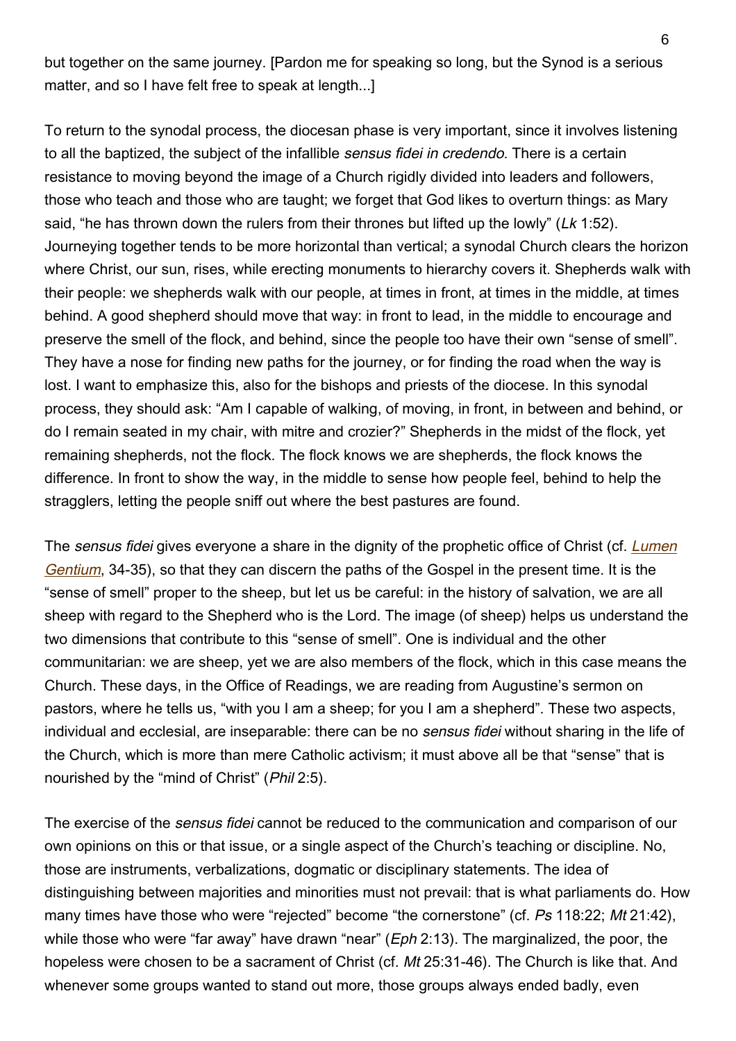but together on the same journey. [Pardon me for speaking so long, but the Synod is a serious matter, and so I have felt free to speak at length...]

To return to the synodal process, the diocesan phase is very important, since it involves listening to all the baptized, the subject of the infallible *sensus fidei in credendo*. There is a certain resistance to moving beyond the image of a Church rigidly divided into leaders and followers, those who teach and those who are taught; we forget that God likes to overturn things: as Mary said, “he has thrown down the rulers from their thrones but lifted up the lowly” (*Lk* 1:52). Journeying together tends to be more horizontal than vertical; a synodal Church clears the horizon where Christ, our sun, rises, while erecting monuments to hierarchy covers it. Shepherds walk with their people: we shepherds walk with our people, at times in front, at times in the middle, at times behind. A good shepherd should move that way: in front to lead, in the middle to encourage and preserve the smell of the flock, and behind, since the people too have their own “sense of smell”. They have a nose for finding new paths for the journey, or for finding the road when the way is lost. I want to emphasize this, also for the bishops and priests of the diocese. In this synodal process, they should ask: “Am I capable of walking, of moving, in front, in between and behind, or do I remain seated in my chair, with mitre and crozier?” Shepherds in the midst of the flock, yet remaining shepherds, not the flock. The flock knows we are shepherds, the flock knows the difference. In front to show the way, in the middle to sense how people feel, behind to help the stragglers, letting the people sniff out where the best pastures are found.

The *sensus fidei* gives everyone a share in the dignity of the prophetic office of Christ (cf. *Lumen Gentium*, 34-35), so that they can discern the paths of the Gospel in the present time. It is the “sense of smell” proper to the sheep, but let us be careful: in the history of salvation, we are all sheep with regard to the Shepherd who is the Lord. The image (of sheep) helps us understand the two dimensions that contribute to this “sense of smell”. One is individual and the other communitarian: we are sheep, yet we are also members of the flock, which in this case means the Church. These days, in the Office of Readings, we are reading from Augustine’s sermon on pastors, where he tells us, “with you I am a sheep; for you I am a shepherd”. These two aspects, individual and ecclesial, are inseparable: there can be no *sensus fidei* without sharing in the life of the Church, which is more than mere Catholic activism; it must above all be that “sense” that is nourished by the “mind of Christ” (*Phil* 2:5).

The exercise of the *sensus fidei* cannot be reduced to the communication and comparison of our own opinions on this or that issue, or a single aspect of the Church’s teaching or discipline. No, those are instruments, verbalizations, dogmatic or disciplinary statements. The idea of distinguishing between majorities and minorities must not prevail: that is what parliaments do. How many times have those who were “rejected” become “the cornerstone” (cf. *Ps* 118:22; *Mt* 21:42), while those who were “far away” have drawn “near” (*Eph* 2:13). The marginalized, the poor, the hopeless were chosen to be a sacrament of Christ (cf. *Mt* 25:31-46). The Church is like that. And whenever some groups wanted to stand out more, those groups always ended badly, even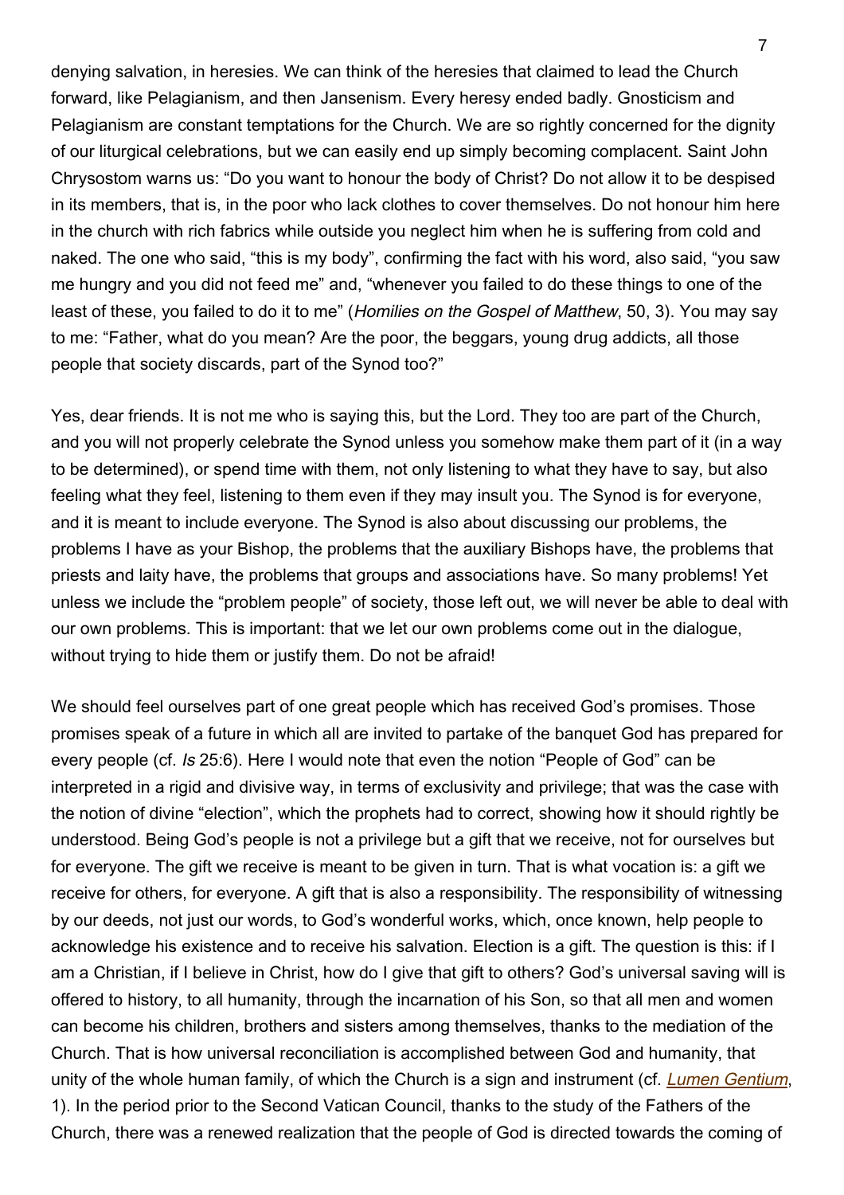denying salvation, in heresies. We can think of the heresies that claimed to lead the Church forward, like Pelagianism, and then Jansenism. Every heresy ended badly. Gnosticism and Pelagianism are constant temptations for the Church. We are so rightly concerned for the dignity of our liturgical celebrations, but we can easily end up simply becoming complacent. Saint John Chrysostom warns us: "Do you want to honour the body of Christ? Do not allow it to be despised in its members, that is, in the poor who lack clothes to cover themselves. Do not honour him here in the church with rich fabrics while outside you neglect him when he is suffering from cold and naked. The one who said, "this is my body", confirming the fact with his word, also said, "you saw me hungry and you did not feed me" and, "whenever you failed to do these things to one of the least of these, you failed to do it to me" (*Homilies on the Gospel of Matthew*, 50, 3). You may say to me: "Father, what do you mean? Are the poor, the beggars, young drug addicts, all those people that society discards, part of the Synod too?"

Yes, dear friends. It is not me who is saying this, but the Lord. They too are part of the Church, and you will not properly celebrate the Synod unless you somehow make them part of it (in a way to be determined), or spend time with them, not only listening to what they have to say, but also feeling what they feel, listening to them even if they may insult you. The Synod is for everyone, and it is meant to include everyone. The Synod is also about discussing our problems, the problems I have as your Bishop, the problems that the auxiliary Bishops have, the problems that priests and laity have, the problems that groups and associations have. So many problems! Yet unless we include the "problem people" of society, those left out, we will never be able to deal with our own problems. This is important: that we let our own problems come out in the dialogue, without trying to hide them or justify them. Do not be afraid!

We should feel ourselves part of one great people which has received God's promises. Those promises speak of a future in which all are invited to partake of the banquet God has prepared for every people (cf. *Is* 25:6). Here I would note that even the notion "People of God" can be interpreted in a rigid and divisive way, in terms of exclusivity and privilege; that was the case with the notion of divine "election", which the prophets had to correct, showing how it should rightly be understood. Being God's people is not a privilege but a gift that we receive, not for ourselves but for everyone. The gift we receive is meant to be given in turn. That is what vocation is: a gift we receive for others, for everyone. A gift that is also a responsibility. The responsibility of witnessing by our deeds, not just our words, to God's wonderful works, which, once known, help people to acknowledge his existence and to receive his salvation. Election is a gift. The question is this: if I am a Christian, if I believe in Christ, how do I give that gift to others? God's universal saving will is offered to history, to all humanity, through the incarnation of his Son, so that all men and women can become his children, brothers and sisters among themselves, thanks to the mediation of the Church. That is how universal reconciliation is accomplished between God and humanity, that unity of the whole human family, of which the Church is a sign and instrument (cf. *Lumen Gentium*, 1). In the period prior to the Second Vatican Council, thanks to the study of the Fathers of the Church, there was a renewed realization that the people of God is directed towards the coming of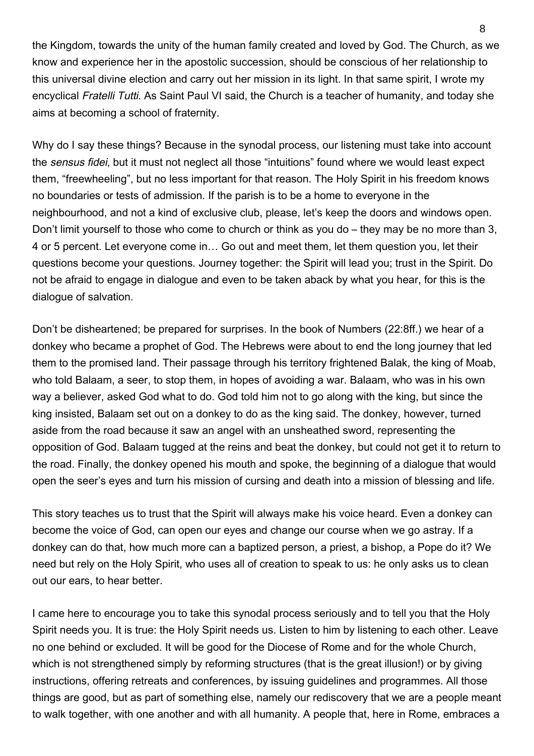the Kingdom, towards the unity of the human family created and loved by God. The Church, as we know and experience her in the apostolic succession, should be conscious of her relationship to this universal divine election and carry out her mission in its light. In that same spirit, I wrote my encyclical *Fratelli Tutti*. As Saint Paul VI said, the Church is a teacher of humanity, and today she aims at becoming a school of fraternity.

Why do I say these things? Because in the synodal process, our listening must take into account the *sensus fidei,* but it must not neglect all those "intuitions" found where we would least expect them, "freewheeling", but no less important for that reason. The Holy Spirit in his freedom knows no boundaries or tests of admission. If the parish is to be a home to everyone in the neighbourhood, and not a kind of exclusive club, please, let's keep the doors and windows open. Don't limit yourself to those who come to church or think as you do – they may be no more than 3, 4 or 5 percent. Let everyone come in… Go out and meet them, let them question you, let their questions become your questions. Journey together: the Spirit will lead you; trust in the Spirit. Do not be afraid to engage in dialogue and even to be taken aback by what you hear, for this is the dialogue of salvation.

Don't be disheartened; be prepared for surprises. In the book of Numbers (22:8ff.) we hear of a donkey who became a prophet of God. The Hebrews were about to end the long journey that led them to the promised land. Their passage through his territory frightened Balak, the king of Moab, who told Balaam, a seer, to stop them, in hopes of avoiding a war. Balaam, who was in his own way a believer, asked God what to do. God told him not to go along with the king, but since the king insisted, Balaam set out on a donkey to do as the king said. The donkey, however, turned aside from the road because it saw an angel with an unsheathed sword, representing the opposition of God. Balaam tugged at the reins and beat the donkey, but could not get it to return to the road. Finally, the donkey opened his mouth and spoke, the beginning of a dialogue that would open the seer's eyes and turn his mission of cursing and death into a mission of blessing and life.

This story teaches us to trust that the Spirit will always make his voice heard. Even a donkey can become the voice of God, can open our eyes and change our course when we go astray. If a donkey can do that, how much more can a baptized person, a priest, a bishop, a Pope do it? We need but rely on the Holy Spirit, who uses all of creation to speak to us: he only asks us to clean out our ears, to hear better.

I came here to encourage you to take this synodal process seriously and to tell you that the Holy Spirit needs you. It is true: the Holy Spirit needs us. Listen to him by listening to each other. Leave no one behind or excluded. It will be good for the Diocese of Rome and for the whole Church, which is not strengthened simply by reforming structures (that is the great illusion!) or by giving instructions, offering retreats and conferences, by issuing guidelines and programmes. All those things are good, but as part of something else, namely our rediscovery that we are a people meant to walk together, with one another and with all humanity. A people that, here in Rome, embraces a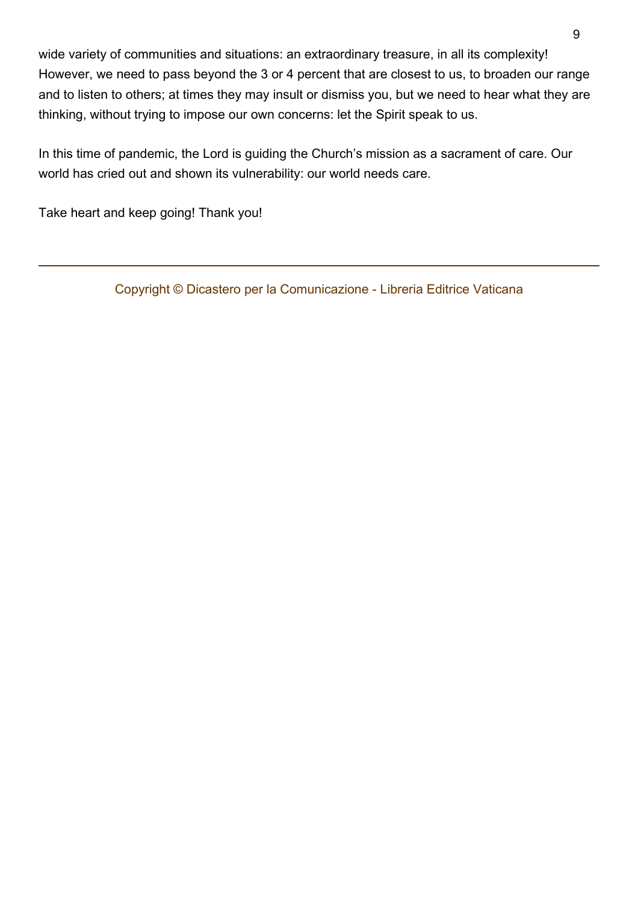wide variety of communities and situations: an extraordinary treasure, in all its complexity! However, we need to pass beyond the 3 or 4 percent that are closest to us, to broaden our range and to listen to others; at times they may insult or dismiss you, but we need to hear what they are thinking, without trying to impose our own concerns: let the Spirit speak to us.

In this time of pandemic, the Lord is guiding the Church's mission as a sacrament of care. Our world has cried out and shown its vulnerability: our world needs care.

Take heart and keep going! Thank you!

---

Copyright © Dicastero per la Comunicazione - Libreria Editrice Vaticana